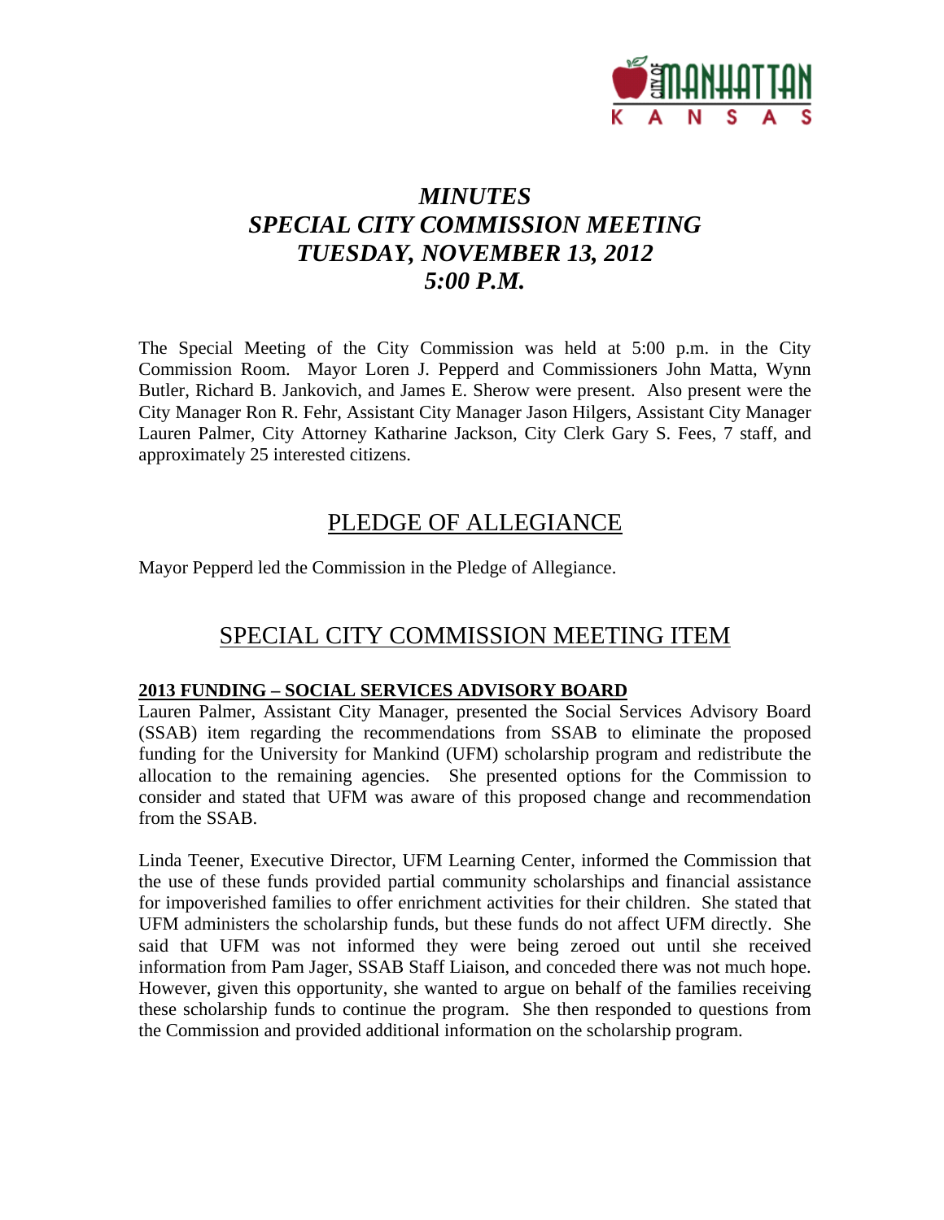# *MINUTES*
# *SPECIAL CITY COMMISSION MEETING*
# *TUESDAY, NOVEMBER 13, 2012*
# *5:00 P.M.*

The Special Meeting of the City Commission was held at 5:00 p.m. in the City Commission Room. Mayor Loren J. Pepperd and Commissioners John Matta, Wynn Butler, Richard B. Jankovich, and James E. Sherow were present. Also present were the City Manager Ron R. Fehr, Assistant City Manager Jason Hilgers, Assistant City Manager Lauren Palmer, City Attorney Katharine Jackson, City Clerk Gary S. Fees, 7 staff, and approximately 25 interested citizens.

## PLEDGE OF ALLEGIANCE

Mayor Pepperd led the Commission in the Pledge of Allegiance.

## SPECIAL CITY COMMISSION MEETING ITEM

### 2013 FUNDING – SOCIAL SERVICES ADVISORY BOARD

Lauren Palmer, Assistant City Manager, presented the Social Services Advisory Board (SSAB) item regarding the recommendations from SSAB to eliminate the proposed funding for the University for Mankind (UFM) scholarship program and redistribute the allocation to the remaining agencies. She presented options for the Commission to consider and stated that UFM was aware of this proposed change and recommendation from the SSAB.

Linda Teener, Executive Director, UFM Learning Center, informed the Commission that the use of these funds provided partial community scholarships and financial assistance for impoverished families to offer enrichment activities for their children. She stated that UFM administers the scholarship funds, but these funds do not affect UFM directly. She said that UFM was not informed they were being zeroed out until she received information from Pam Jager, SSAB Staff Liaison, and conceded there was not much hope. However, given this opportunity, she wanted to argue on behalf of the families receiving these scholarship funds to continue the program. She then responded to questions from the Commission and provided additional information on the scholarship program.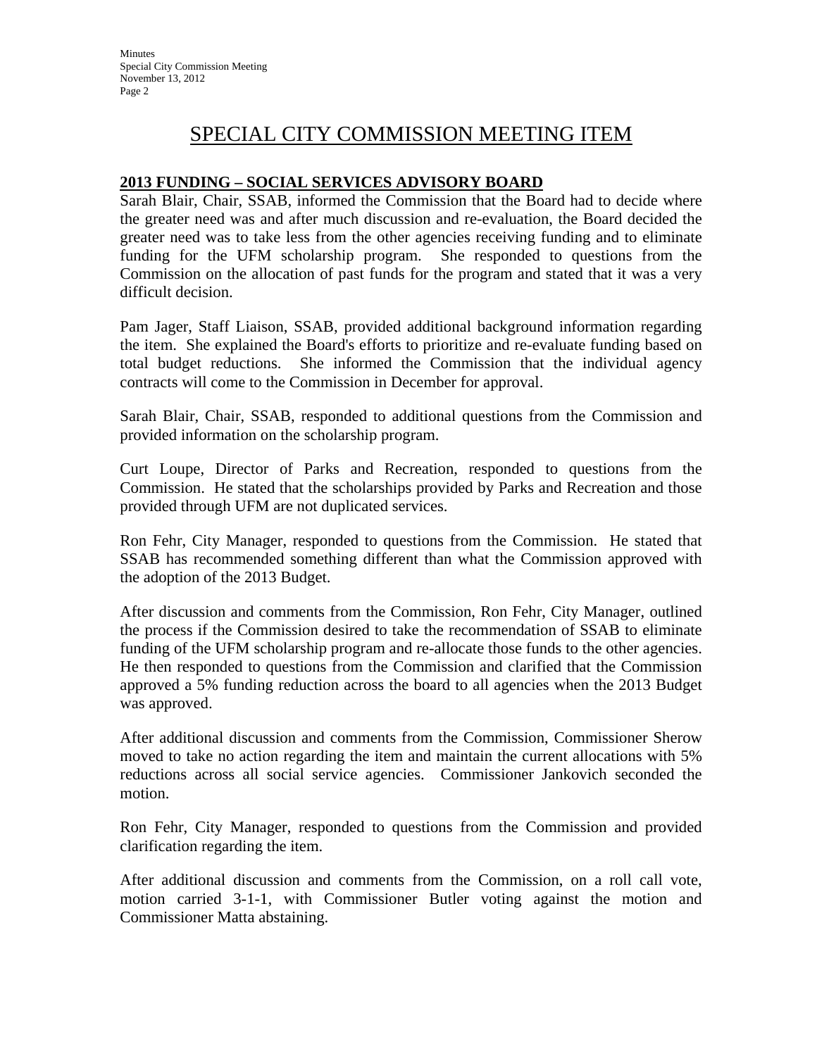# SPECIAL CITY COMMISSION MEETING ITEM

## 2013 FUNDING – SOCIAL SERVICES ADVISORY BOARD

Sarah Blair, Chair, SSAB, informed the Commission that the Board had to decide where the greater need was and after much discussion and re-evaluation, the Board decided the greater need was to take less from the other agencies receiving funding and to eliminate funding for the UFM scholarship program. She responded to questions from the Commission on the allocation of past funds for the program and stated that it was a very difficult decision.

Pam Jager, Staff Liaison, SSAB, provided additional background information regarding the item. She explained the Board's efforts to prioritize and re-evaluate funding based on total budget reductions. She informed the Commission that the individual agency contracts will come to the Commission in December for approval.

Sarah Blair, Chair, SSAB, responded to additional questions from the Commission and provided information on the scholarship program.

Curt Loupe, Director of Parks and Recreation, responded to questions from the Commission. He stated that the scholarships provided by Parks and Recreation and those provided through UFM are not duplicated services.

Ron Fehr, City Manager, responded to questions from the Commission. He stated that SSAB has recommended something different than what the Commission approved with the adoption of the 2013 Budget.

After discussion and comments from the Commission, Ron Fehr, City Manager, outlined the process if the Commission desired to take the recommendation of SSAB to eliminate funding of the UFM scholarship program and re-allocate those funds to the other agencies. He then responded to questions from the Commission and clarified that the Commission approved a 5% funding reduction across the board to all agencies when the 2013 Budget was approved.

After additional discussion and comments from the Commission, Commissioner Sherow moved to take no action regarding the item and maintain the current allocations with 5% reductions across all social service agencies. Commissioner Jankovich seconded the motion.

Ron Fehr, City Manager, responded to questions from the Commission and provided clarification regarding the item.

After additional discussion and comments from the Commission, on a roll call vote, motion carried 3-1-1, with Commissioner Butler voting against the motion and Commissioner Matta abstaining.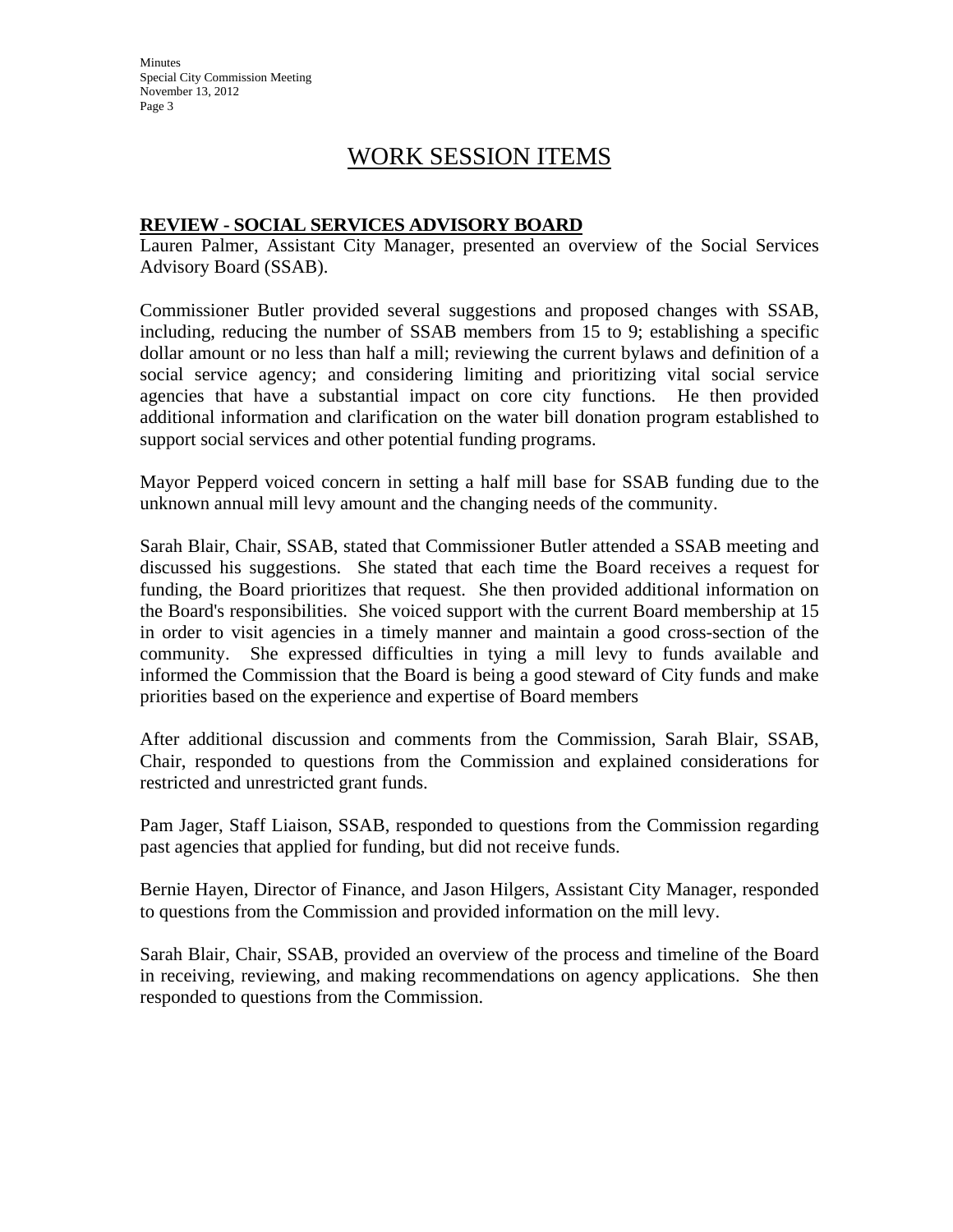## WORK SESSION ITEMS

**REVIEW - SOCIAL SERVICES ADVISORY BOARD**

Lauren Palmer, Assistant City Manager, presented an overview of the Social Services Advisory Board (SSAB).

Commissioner Butler provided several suggestions and proposed changes with SSAB, including, reducing the number of SSAB members from 15 to 9; establishing a specific dollar amount or no less than half a mill; reviewing the current bylaws and definition of a social service agency; and considering limiting and prioritizing vital social service agencies that have a substantial impact on core city functions. He then provided additional information and clarification on the water bill donation program established to support social services and other potential funding programs.

Mayor Pepperd voiced concern in setting a half mill base for SSAB funding due to the unknown annual mill levy amount and the changing needs of the community.

Sarah Blair, Chair, SSAB, stated that Commissioner Butler attended a SSAB meeting and discussed his suggestions. She stated that each time the Board receives a request for funding, the Board prioritizes that request. She then provided additional information on the Board's responsibilities. She voiced support with the current Board membership at 15 in order to visit agencies in a timely manner and maintain a good cross-section of the community. She expressed difficulties in tying a mill levy to funds available and informed the Commission that the Board is being a good steward of City funds and make priorities based on the experience and expertise of Board members

After additional discussion and comments from the Commission, Sarah Blair, SSAB, Chair, responded to questions from the Commission and explained considerations for restricted and unrestricted grant funds.

Pam Jager, Staff Liaison, SSAB, responded to questions from the Commission regarding past agencies that applied for funding, but did not receive funds.

Bernie Hayen, Director of Finance, and Jason Hilgers, Assistant City Manager, responded to questions from the Commission and provided information on the mill levy.

Sarah Blair, Chair, SSAB, provided an overview of the process and timeline of the Board in receiving, reviewing, and making recommendations on agency applications. She then responded to questions from the Commission.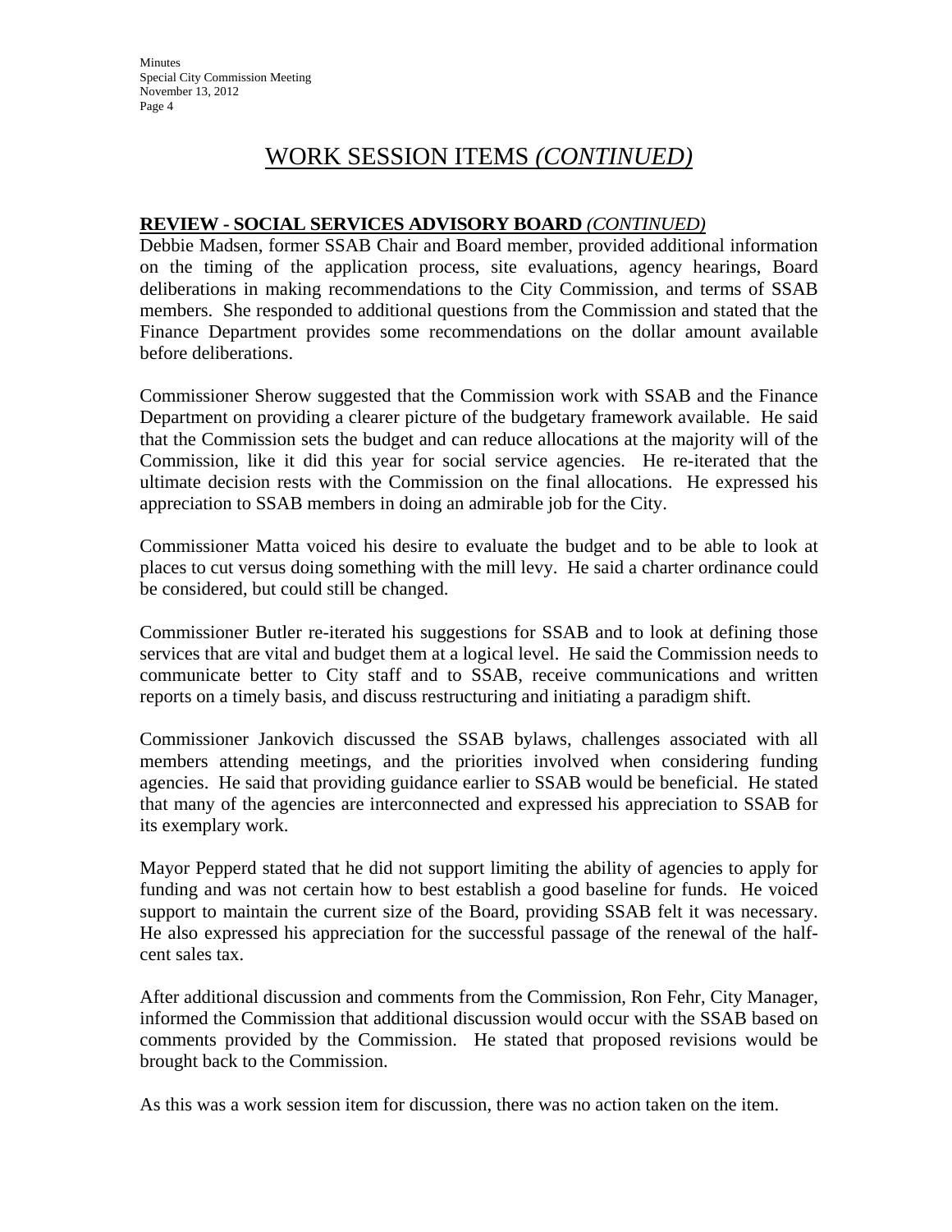# WORK SESSION ITEMS *(CONTINUED)*

**REVIEW - SOCIAL SERVICES ADVISORY BOARD** *(CONTINUED)*

Debbie Madsen, former SSAB Chair and Board member, provided additional information on the timing of the application process, site evaluations, agency hearings, Board deliberations in making recommendations to the City Commission, and terms of SSAB members. She responded to additional questions from the Commission and stated that the Finance Department provides some recommendations on the dollar amount available before deliberations.

Commissioner Sherow suggested that the Commission work with SSAB and the Finance Department on providing a clearer picture of the budgetary framework available. He said that the Commission sets the budget and can reduce allocations at the majority will of the Commission, like it did this year for social service agencies. He re-iterated that the ultimate decision rests with the Commission on the final allocations. He expressed his appreciation to SSAB members in doing an admirable job for the City.

Commissioner Matta voiced his desire to evaluate the budget and to be able to look at places to cut versus doing something with the mill levy. He said a charter ordinance could be considered, but could still be changed.

Commissioner Butler re-iterated his suggestions for SSAB and to look at defining those services that are vital and budget them at a logical level. He said the Commission needs to communicate better to City staff and to SSAB, receive communications and written reports on a timely basis, and discuss restructuring and initiating a paradigm shift.

Commissioner Jankovich discussed the SSAB bylaws, challenges associated with all members attending meetings, and the priorities involved when considering funding agencies. He said that providing guidance earlier to SSAB would be beneficial. He stated that many of the agencies are interconnected and expressed his appreciation to SSAB for its exemplary work.

Mayor Pepperd stated that he did not support limiting the ability of agencies to apply for funding and was not certain how to best establish a good baseline for funds. He voiced support to maintain the current size of the Board, providing SSAB felt it was necessary. He also expressed his appreciation for the successful passage of the renewal of the half-cent sales tax.

After additional discussion and comments from the Commission, Ron Fehr, City Manager, informed the Commission that additional discussion would occur with the SSAB based on comments provided by the Commission. He stated that proposed revisions would be brought back to the Commission.

As this was a work session item for discussion, there was no action taken on the item.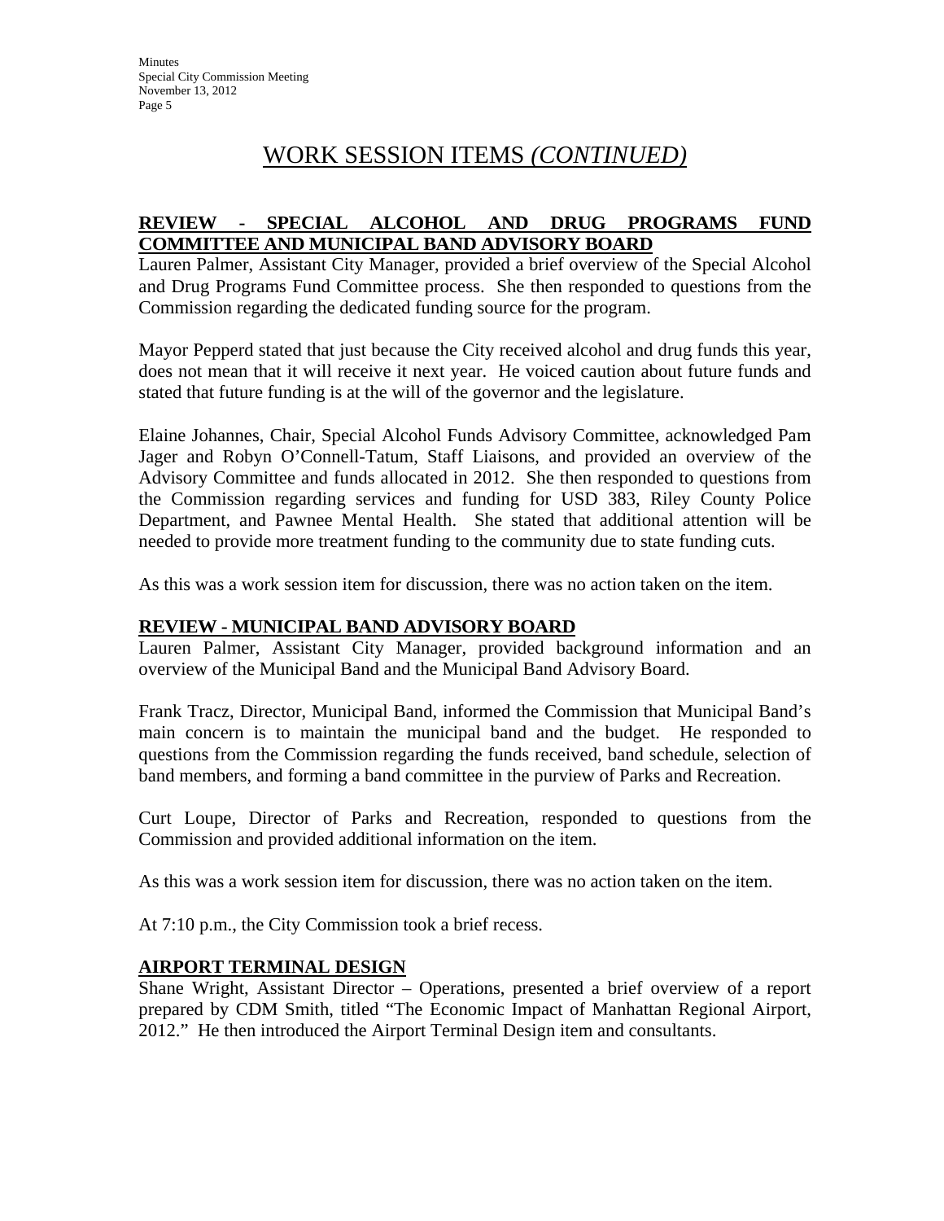# WORK SESSION ITEMS *(CONTINUED)*

**REVIEW - SPECIAL ALCOHOL AND DRUG PROGRAMS FUND COMMITTEE AND MUNICIPAL BAND ADVISORY BOARD**

Lauren Palmer, Assistant City Manager, provided a brief overview of the Special Alcohol and Drug Programs Fund Committee process. She then responded to questions from the Commission regarding the dedicated funding source for the program.

Mayor Pepperd stated that just because the City received alcohol and drug funds this year, does not mean that it will receive it next year. He voiced caution about future funds and stated that future funding is at the will of the governor and the legislature.

Elaine Johannes, Chair, Special Alcohol Funds Advisory Committee, acknowledged Pam Jager and Robyn O'Connell-Tatum, Staff Liaisons, and provided an overview of the Advisory Committee and funds allocated in 2012. She then responded to questions from the Commission regarding services and funding for USD 383, Riley County Police Department, and Pawnee Mental Health. She stated that additional attention will be needed to provide more treatment funding to the community due to state funding cuts.

As this was a work session item for discussion, there was no action taken on the item.

**REVIEW - MUNICIPAL BAND ADVISORY BOARD**

Lauren Palmer, Assistant City Manager, provided background information and an overview of the Municipal Band and the Municipal Band Advisory Board.

Frank Tracz, Director, Municipal Band, informed the Commission that Municipal Band's main concern is to maintain the municipal band and the budget. He responded to questions from the Commission regarding the funds received, band schedule, selection of band members, and forming a band committee in the purview of Parks and Recreation.

Curt Loupe, Director of Parks and Recreation, responded to questions from the Commission and provided additional information on the item.

As this was a work session item for discussion, there was no action taken on the item.

At 7:10 p.m., the City Commission took a brief recess.

**AIRPORT TERMINAL DESIGN**

Shane Wright, Assistant Director – Operations, presented a brief overview of a report prepared by CDM Smith, titled "The Economic Impact of Manhattan Regional Airport, 2012." He then introduced the Airport Terminal Design item and consultants.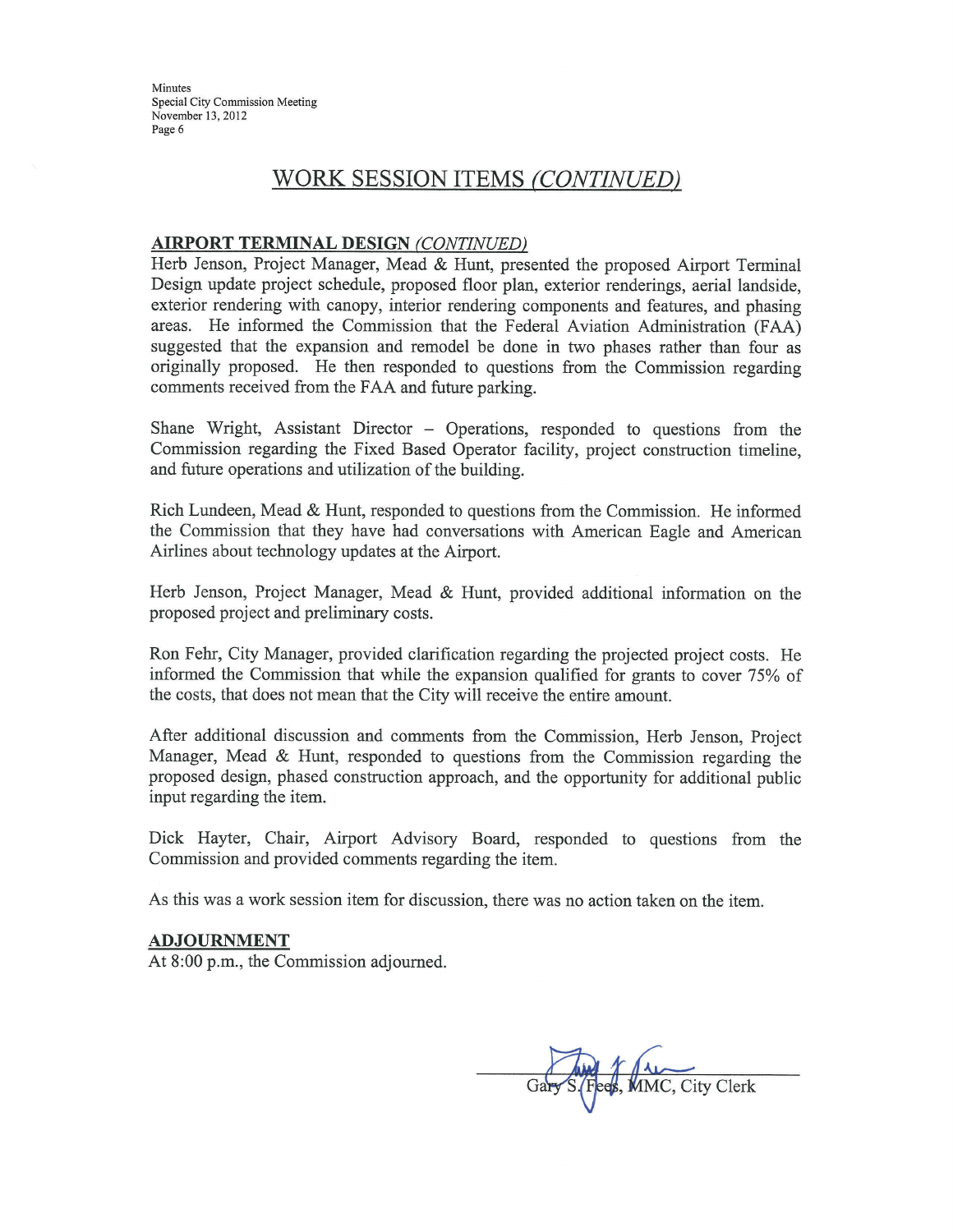## WORK SESSION ITEMS *(CONTINUED)*

**AIRPORT TERMINAL DESIGN** *(CONTINUED)*

Herb Jenson, Project Manager, Mead & Hunt, presented the proposed Airport Terminal Design update project schedule, proposed floor plan, exterior renderings, aerial landside, exterior rendering with canopy, interior rendering components and features, and phasing areas. He informed the Commission that the Federal Aviation Administration (FAA) suggested that the expansion and remodel be done in two phases rather than four as originally proposed. He then responded to questions from the Commission regarding comments received from the FAA and future parking.

Shane Wright, Assistant Director – Operations, responded to questions from the Commission regarding the Fixed Based Operator facility, project construction timeline, and future operations and utilization of the building.

Rich Lundeen, Mead & Hunt, responded to questions from the Commission. He informed the Commission that they have had conversations with American Eagle and American Airlines about technology updates at the Airport.

Herb Jenson, Project Manager, Mead & Hunt, provided additional information on the proposed project and preliminary costs.

Ron Fehr, City Manager, provided clarification regarding the projected project costs. He informed the Commission that while the expansion qualified for grants to cover 75% of the costs, that does not mean that the City will receive the entire amount.

After additional discussion and comments from the Commission, Herb Jenson, Project Manager, Mead & Hunt, responded to questions from the Commission regarding the proposed design, phased construction approach, and the opportunity for additional public input regarding the item.

Dick Hayter, Chair, Airport Advisory Board, responded to questions from the Commission and provided comments regarding the item.

As this was a work session item for discussion, there was no action taken on the item.

**ADJOURNMENT**

At 8:00 p.m., the Commission adjourned.

Gary S. Fees, MMC, City Clerk